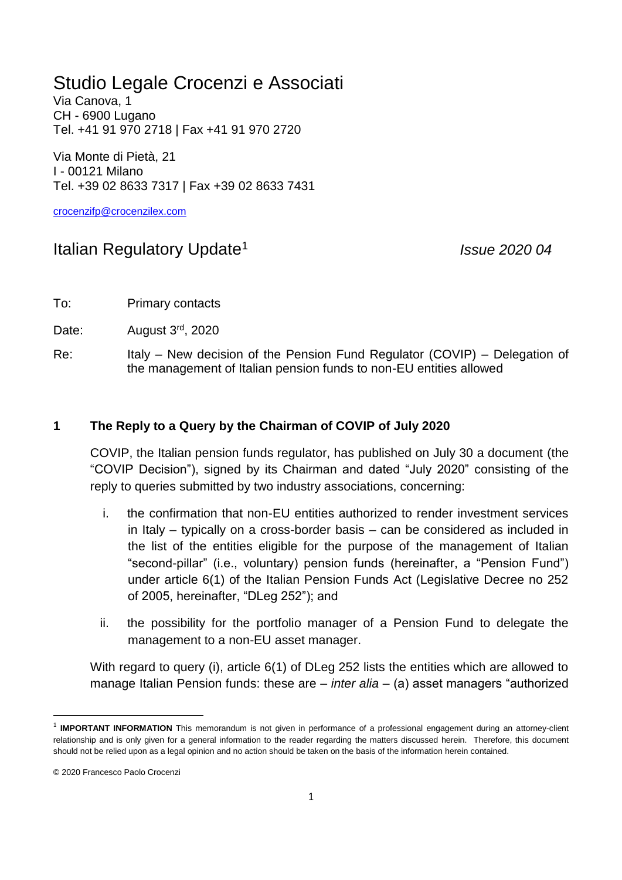# Studio Legale Crocenzi e Associati

Via Canova, 1
CH - 6900 Lugano
Tel. +41 91 970 2718 | Fax +41 91 970 2720

Via Monte di Pietà, 21
I - 00121 Milano
Tel. +39 02 8633 7317 | Fax +39 02 8633 7431

crocenzifp@crocenzilex.com

## Italian Regulatory Update[1] *Issue 2020 04*

To: Primary contacts

Date: August 3rd, 2020

Re: Italy – New decision of the Pension Fund Regulator (COVIP) – Delegation of the management of Italian pension funds to non-EU entities allowed

### 1 The Reply to a Query by the Chairman of COVIP of July 2020

COVIP, the Italian pension funds regulator, has published on July 30 a document (the "COVIP Decision"), signed by its Chairman and dated "July 2020" consisting of the reply to queries submitted by two industry associations, concerning:

i. the confirmation that non-EU entities authorized to render investment services in Italy – typically on a cross-border basis – can be considered as included in the list of the entities eligible for the purpose of the management of Italian "second-pillar" (i.e., voluntary) pension funds (hereinafter, a "Pension Fund") under article 6(1) of the Italian Pension Funds Act (Legislative Decree no 252 of 2005, hereinafter, "DLeg 252"); and

ii. the possibility for the portfolio manager of a Pension Fund to delegate the management to a non-EU asset manager.

With regard to query (i), article 6(1) of DLeg 252 lists the entities which are allowed to manage Italian Pension funds: these are – *inter alia* – (a) asset managers "authorized

---

[1] **IMPORTANT INFORMATION** This memorandum is not given in performance of a professional engagement during an attorney-client relationship and is only given for a general information to the reader regarding the matters discussed herein. Therefore, this document should not be relied upon as a legal opinion and no action should be taken on the basis of the information herein contained.

© 2020 Francesco Paolo Crocenzi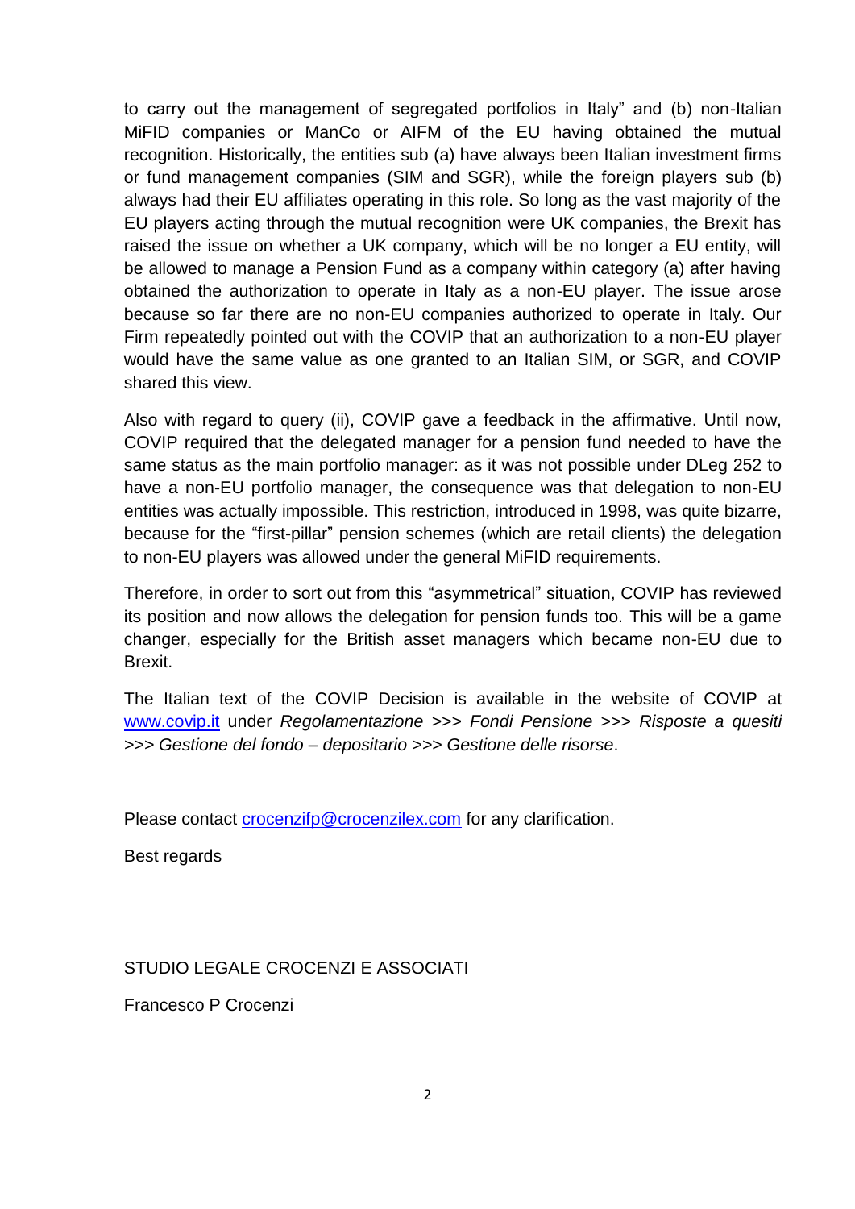to carry out the management of segregated portfolios in Italy" and (b) non-Italian MiFID companies or ManCo or AIFM of the EU having obtained the mutual recognition. Historically, the entities sub (a) have always been Italian investment firms or fund management companies (SIM and SGR), while the foreign players sub (b) always had their EU affiliates operating in this role. So long as the vast majority of the EU players acting through the mutual recognition were UK companies, the Brexit has raised the issue on whether a UK company, which will be no longer a EU entity, will be allowed to manage a Pension Fund as a company within category (a) after having obtained the authorization to operate in Italy as a non-EU player. The issue arose because so far there are no non-EU companies authorized to operate in Italy. Our Firm repeatedly pointed out with the COVIP that an authorization to a non-EU player would have the same value as one granted to an Italian SIM, or SGR, and COVIP shared this view.

Also with regard to query (ii), COVIP gave a feedback in the affirmative. Until now, COVIP required that the delegated manager for a pension fund needed to have the same status as the main portfolio manager: as it was not possible under DLeg 252 to have a non-EU portfolio manager, the consequence was that delegation to non-EU entities was actually impossible. This restriction, introduced in 1998, was quite bizarre, because for the "first-pillar" pension schemes (which are retail clients) the delegation to non-EU players was allowed under the general MiFID requirements.

Therefore, in order to sort out from this "asymmetrical" situation, COVIP has reviewed its position and now allows the delegation for pension funds too. This will be a game changer, especially for the British asset managers which became non-EU due to Brexit.

The Italian text of the COVIP Decision is available in the website of COVIP at www.covip.it under *Regolamentazione >>> Fondi Pensione >>> Risposte a quesiti >>> Gestione del fondo – depositario >>> Gestione delle risorse*.

Please contact crocenzifp@crocenzilex.com for any clarification.

Best regards

STUDIO LEGALE CROCENZI E ASSOCIATI

Francesco P Crocenzi